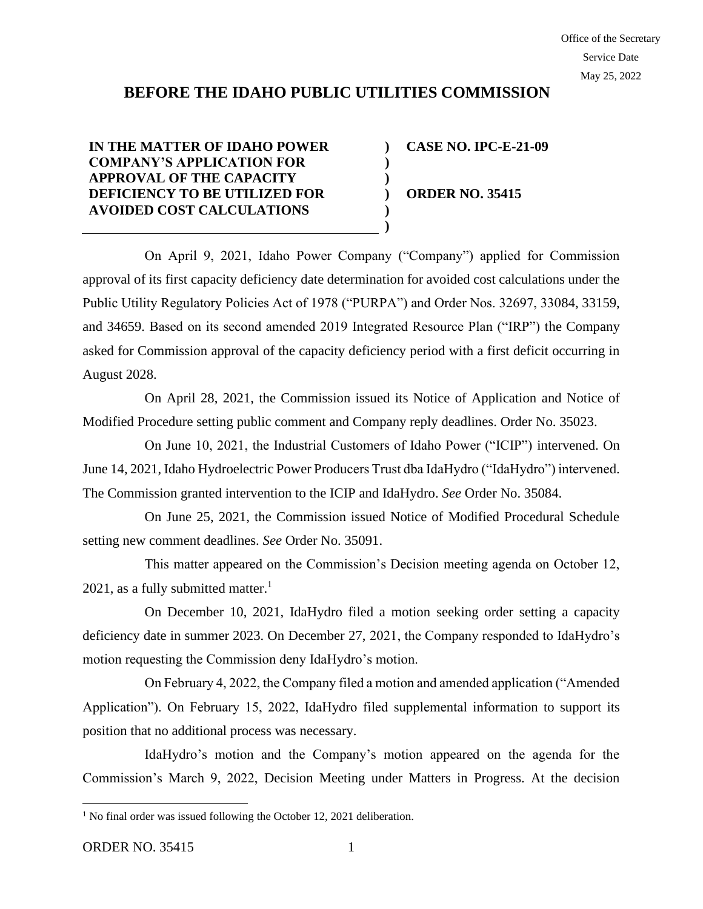Office of the Secretary
Service Date
May 25, 2022

# BEFORE THE IDAHO PUBLIC UTILITIES COMMISSION

| IN THE MATTER OF IDAHO POWER COMPANY'S APPLICATION FOR APPROVAL OF THE CAPACITY DEFICIENCY TO BE UTILIZED FOR AVOIDED COST CALCULATIONS | ) | CASE NO. IPC-E-21-09 |
|---|---|---|
| | ) | **ORDER NO. 35415** |

On April 9, 2021, Idaho Power Company ("Company") applied for Commission approval of its first capacity deficiency date determination for avoided cost calculations under the Public Utility Regulatory Policies Act of 1978 ("PURPA") and Order Nos. 32697, 33084, 33159, and 34659. Based on its second amended 2019 Integrated Resource Plan ("IRP") the Company asked for Commission approval of the capacity deficiency period with a first deficit occurring in August 2028.

On April 28, 2021, the Commission issued its Notice of Application and Notice of Modified Procedure setting public comment and Company reply deadlines. Order No. 35023.

On June 10, 2021, the Industrial Customers of Idaho Power ("ICIP") intervened. On June 14, 2021, Idaho Hydroelectric Power Producers Trust dba IdaHydro ("IdaHydro") intervened. The Commission granted intervention to the ICIP and IdaHydro. *See* Order No. 35084.

On June 25, 2021, the Commission issued Notice of Modified Procedural Schedule setting new comment deadlines. *See* Order No. 35091.

This matter appeared on the Commission's Decision meeting agenda on October 12, 2021, as a fully submitted matter.[1]

On December 10, 2021, IdaHydro filed a motion seeking order setting a capacity deficiency date in summer 2023. On December 27, 2021, the Company responded to IdaHydro's motion requesting the Commission deny IdaHydro's motion.

On February 4, 2022, the Company filed a motion and amended application ("Amended Application"). On February 15, 2022, IdaHydro filed supplemental information to support its position that no additional process was necessary.

IdaHydro's motion and the Company's motion appeared on the agenda for the Commission's March 9, 2022, Decision Meeting under Matters in Progress. At the decision

[1] No final order was issued following the October 12, 2021 deliberation.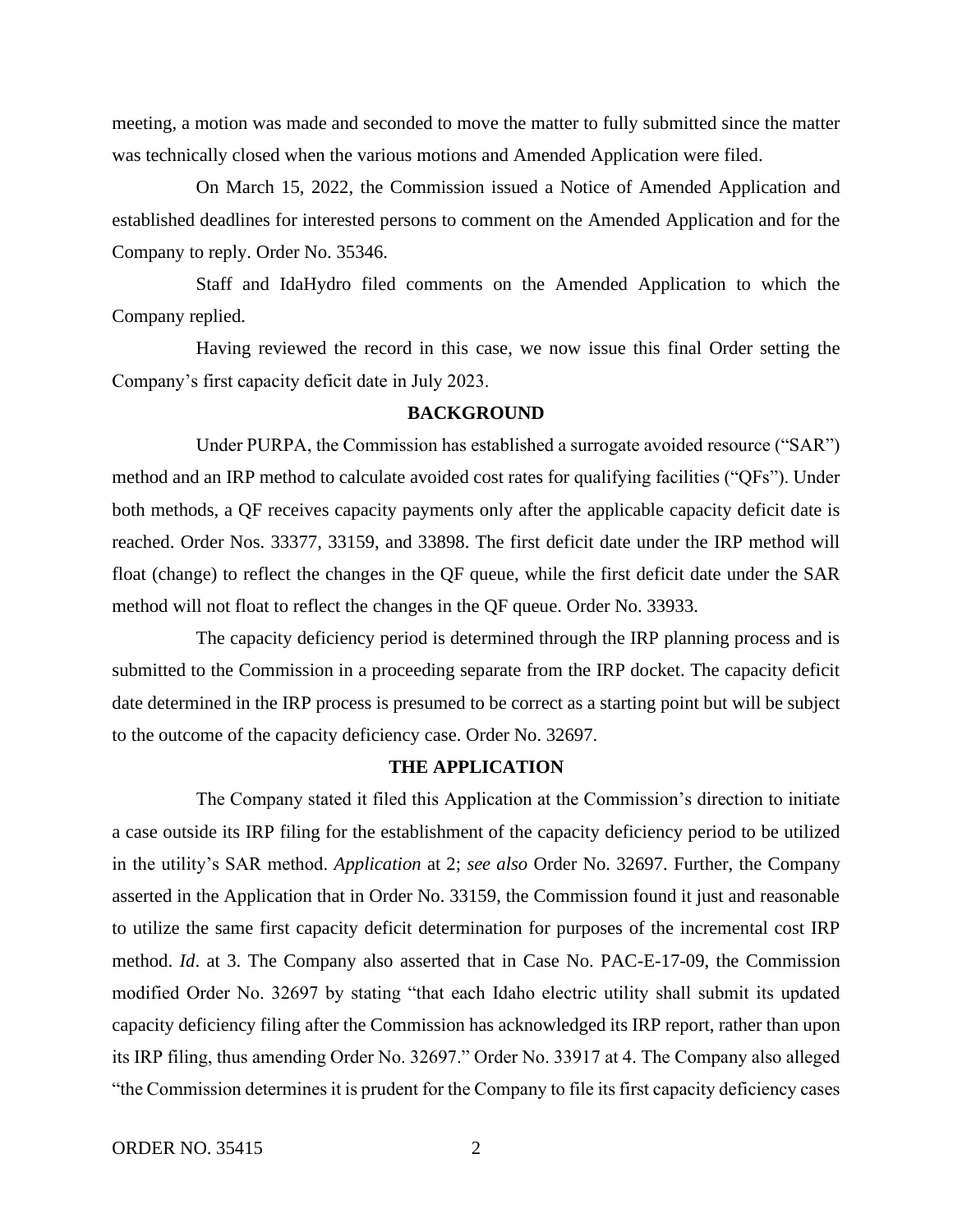meeting, a motion was made and seconded to move the matter to fully submitted since the matter was technically closed when the various motions and Amended Application were filed.

On March 15, 2022, the Commission issued a Notice of Amended Application and established deadlines for interested persons to comment on the Amended Application and for the Company to reply. Order No. 35346.

Staff and IdaHydro filed comments on the Amended Application to which the Company replied.

Having reviewed the record in this case, we now issue this final Order setting the Company's first capacity deficit date in July 2023.

## BACKGROUND

Under PURPA, the Commission has established a surrogate avoided resource ("SAR") method and an IRP method to calculate avoided cost rates for qualifying facilities ("QFs"). Under both methods, a QF receives capacity payments only after the applicable capacity deficit date is reached. Order Nos. 33377, 33159, and 33898. The first deficit date under the IRP method will float (change) to reflect the changes in the QF queue, while the first deficit date under the SAR method will not float to reflect the changes in the QF queue. Order No. 33933.

The capacity deficiency period is determined through the IRP planning process and is submitted to the Commission in a proceeding separate from the IRP docket. The capacity deficit date determined in the IRP process is presumed to be correct as a starting point but will be subject to the outcome of the capacity deficiency case. Order No. 32697.

## THE APPLICATION

The Company stated it filed this Application at the Commission's direction to initiate a case outside its IRP filing for the establishment of the capacity deficiency period to be utilized in the utility's SAR method. *Application* at 2; *see also* Order No. 32697. Further, the Company asserted in the Application that in Order No. 33159, the Commission found it just and reasonable to utilize the same first capacity deficit determination for purposes of the incremental cost IRP method. *Id*. at 3. The Company also asserted that in Case No. PAC-E-17-09, the Commission modified Order No. 32697 by stating "that each Idaho electric utility shall submit its updated capacity deficiency filing after the Commission has acknowledged its IRP report, rather than upon its IRP filing, thus amending Order No. 32697." Order No. 33917 at 4. The Company also alleged "the Commission determines it is prudent for the Company to file its first capacity deficiency cases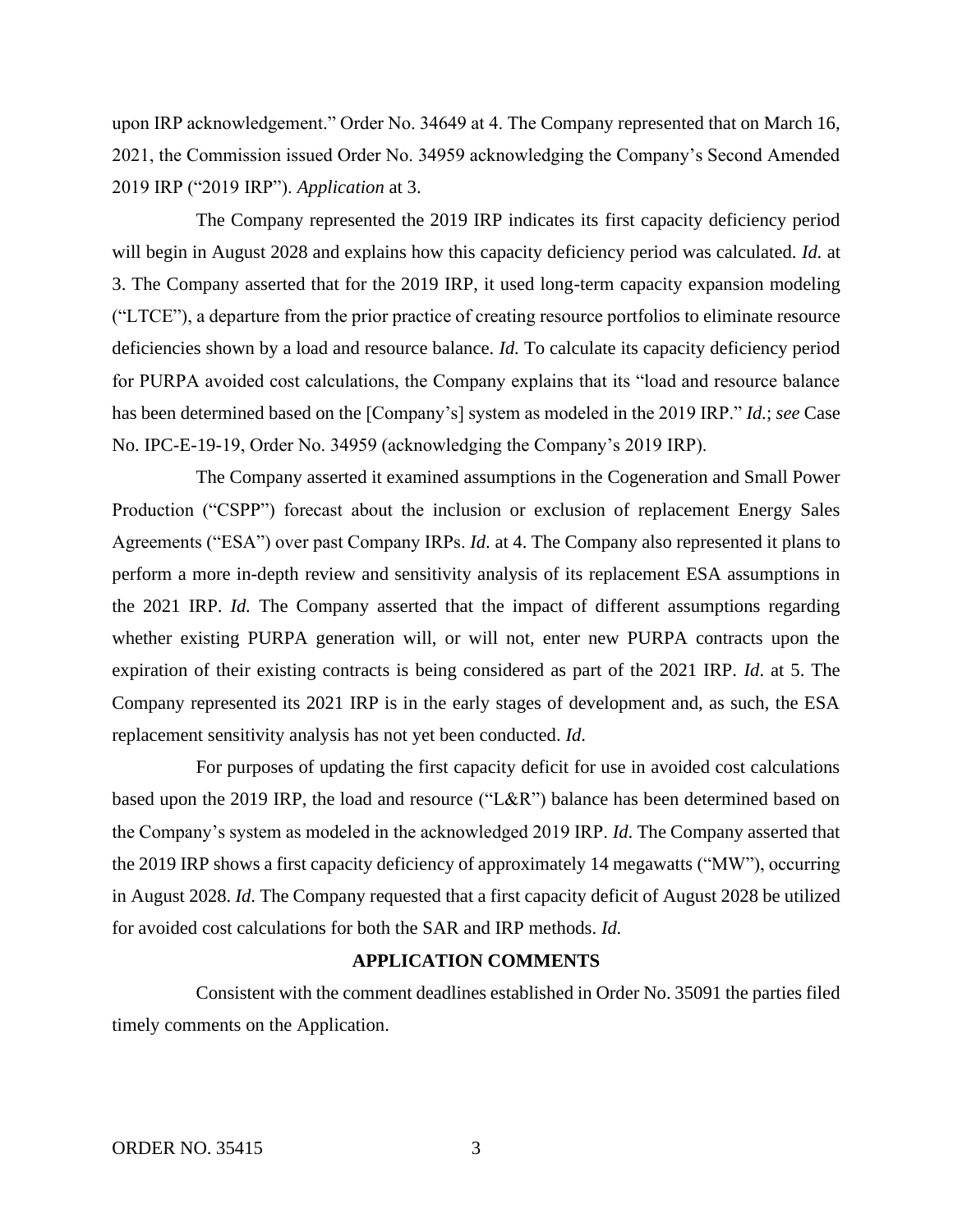upon IRP acknowledgement." Order No. 34649 at 4. The Company represented that on March 16, 2021, the Commission issued Order No. 34959 acknowledging the Company's Second Amended 2019 IRP ("2019 IRP"). *Application* at 3.

The Company represented the 2019 IRP indicates its first capacity deficiency period will begin in August 2028 and explains how this capacity deficiency period was calculated. *Id.* at 3. The Company asserted that for the 2019 IRP, it used long-term capacity expansion modeling ("LTCE"), a departure from the prior practice of creating resource portfolios to eliminate resource deficiencies shown by a load and resource balance. *Id.* To calculate its capacity deficiency period for PURPA avoided cost calculations, the Company explains that its "load and resource balance has been determined based on the [Company's] system as modeled in the 2019 IRP." *Id.*; *see* Case No. IPC-E-19-19, Order No. 34959 (acknowledging the Company's 2019 IRP).

The Company asserted it examined assumptions in the Cogeneration and Small Power Production ("CSPP") forecast about the inclusion or exclusion of replacement Energy Sales Agreements ("ESA") over past Company IRPs. *Id*. at 4. The Company also represented it plans to perform a more in-depth review and sensitivity analysis of its replacement ESA assumptions in the 2021 IRP. *Id.* The Company asserted that the impact of different assumptions regarding whether existing PURPA generation will, or will not, enter new PURPA contracts upon the expiration of their existing contracts is being considered as part of the 2021 IRP. *Id*. at 5. The Company represented its 2021 IRP is in the early stages of development and, as such, the ESA replacement sensitivity analysis has not yet been conducted. *Id.*

For purposes of updating the first capacity deficit for use in avoided cost calculations based upon the 2019 IRP, the load and resource ("L&R") balance has been determined based on the Company's system as modeled in the acknowledged 2019 IRP. *Id*. The Company asserted that the 2019 IRP shows a first capacity deficiency of approximately 14 megawatts ("MW"), occurring in August 2028. *Id*. The Company requested that a first capacity deficit of August 2028 be utilized for avoided cost calculations for both the SAR and IRP methods. *Id.*

## APPLICATION COMMENTS

Consistent with the comment deadlines established in Order No. 35091 the parties filed timely comments on the Application.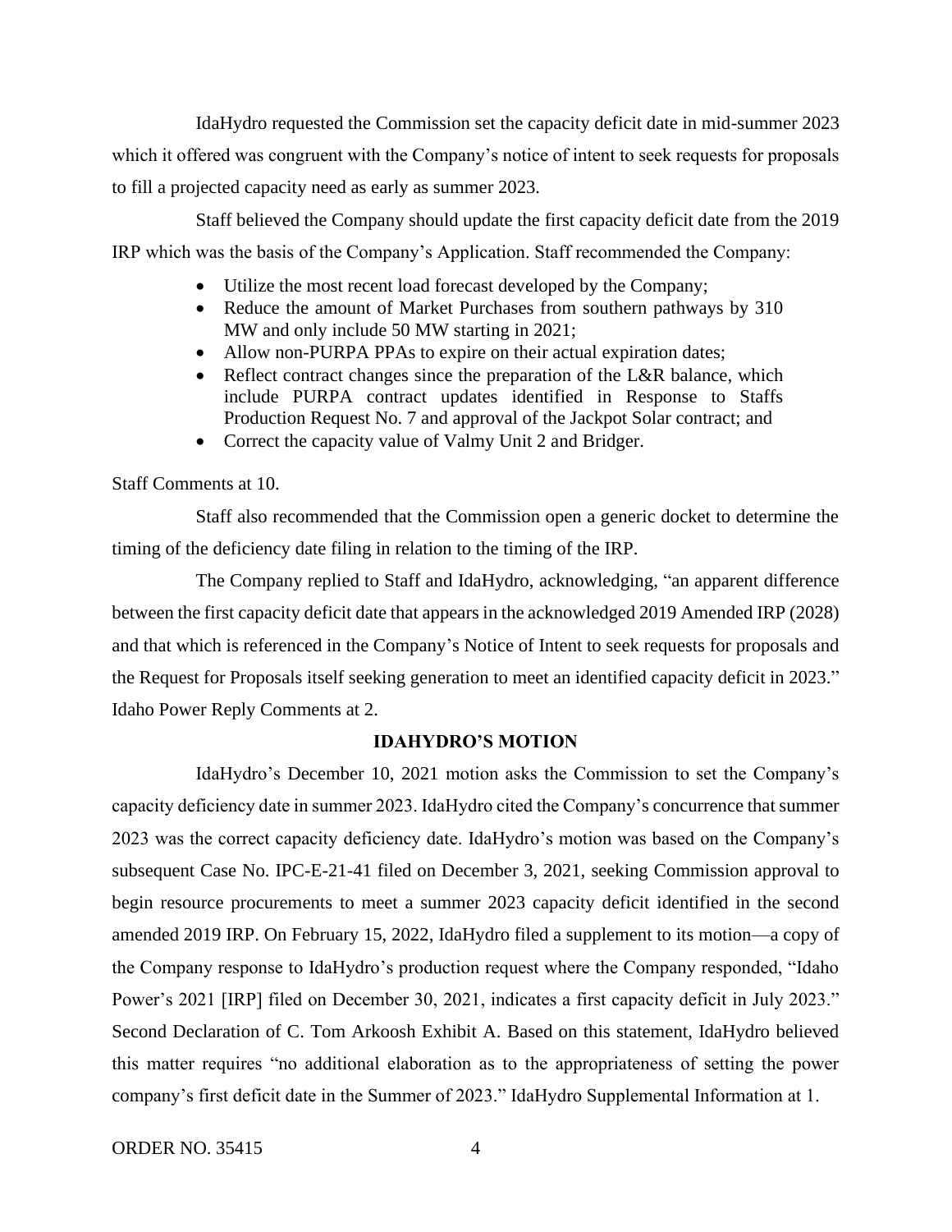IdaHydro requested the Commission set the capacity deficit date in mid-summer 2023 which it offered was congruent with the Company's notice of intent to seek requests for proposals to fill a projected capacity need as early as summer 2023.

Staff believed the Company should update the first capacity deficit date from the 2019 IRP which was the basis of the Company's Application. Staff recommended the Company:

- Utilize the most recent load forecast developed by the Company;
- Reduce the amount of Market Purchases from southern pathways by 310 MW and only include 50 MW starting in 2021;
- Allow non-PURPA PPAs to expire on their actual expiration dates;
- Reflect contract changes since the preparation of the L&R balance, which include PURPA contract updates identified in Response to Staffs Production Request No. 7 and approval of the Jackpot Solar contract; and
- Correct the capacity value of Valmy Unit 2 and Bridger.

Staff Comments at 10.

Staff also recommended that the Commission open a generic docket to determine the timing of the deficiency date filing in relation to the timing of the IRP.

The Company replied to Staff and IdaHydro, acknowledging, "an apparent difference between the first capacity deficit date that appears in the acknowledged 2019 Amended IRP (2028) and that which is referenced in the Company's Notice of Intent to seek requests for proposals and the Request for Proposals itself seeking generation to meet an identified capacity deficit in 2023." Idaho Power Reply Comments at 2.

## IDAHYDRO'S MOTION

IdaHydro's December 10, 2021 motion asks the Commission to set the Company's capacity deficiency date in summer 2023. IdaHydro cited the Company's concurrence that summer 2023 was the correct capacity deficiency date. IdaHydro's motion was based on the Company's subsequent Case No. IPC-E-21-41 filed on December 3, 2021, seeking Commission approval to begin resource procurements to meet a summer 2023 capacity deficit identified in the second amended 2019 IRP. On February 15, 2022, IdaHydro filed a supplement to its motion—a copy of the Company response to IdaHydro's production request where the Company responded, "Idaho Power's 2021 [IRP] filed on December 30, 2021, indicates a first capacity deficit in July 2023." Second Declaration of C. Tom Arkoosh Exhibit A. Based on this statement, IdaHydro believed this matter requires "no additional elaboration as to the appropriateness of setting the power company's first deficit date in the Summer of 2023." IdaHydro Supplemental Information at 1.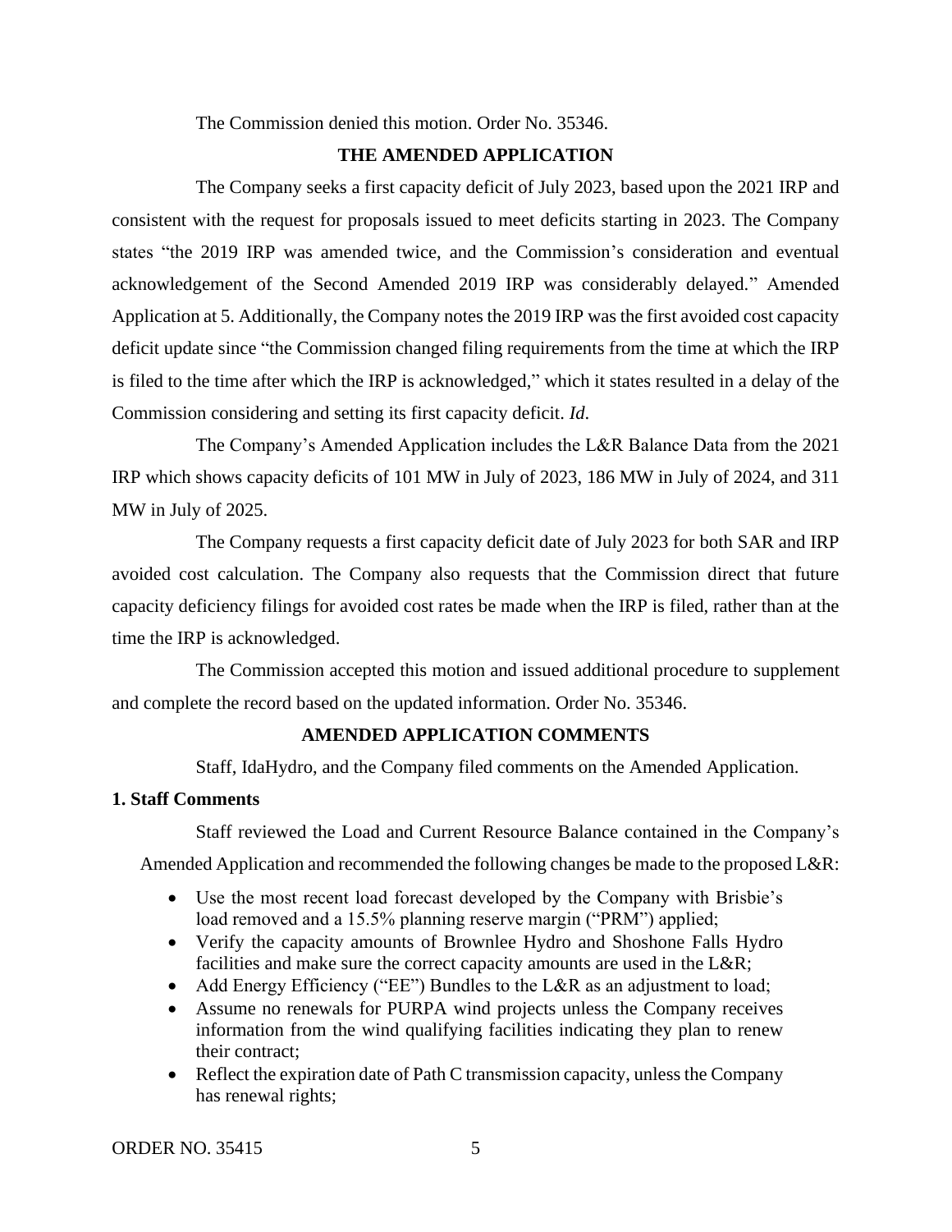The Commission denied this motion. Order No. 35346.

## THE AMENDED APPLICATION

The Company seeks a first capacity deficit of July 2023, based upon the 2021 IRP and consistent with the request for proposals issued to meet deficits starting in 2023. The Company states "the 2019 IRP was amended twice, and the Commission's consideration and eventual acknowledgement of the Second Amended 2019 IRP was considerably delayed." Amended Application at 5. Additionally, the Company notes the 2019 IRP was the first avoided cost capacity deficit update since "the Commission changed filing requirements from the time at which the IRP is filed to the time after which the IRP is acknowledged," which it states resulted in a delay of the Commission considering and setting its first capacity deficit. *Id.*

The Company's Amended Application includes the L&R Balance Data from the 2021 IRP which shows capacity deficits of 101 MW in July of 2023, 186 MW in July of 2024, and 311 MW in July of 2025.

The Company requests a first capacity deficit date of July 2023 for both SAR and IRP avoided cost calculation. The Company also requests that the Commission direct that future capacity deficiency filings for avoided cost rates be made when the IRP is filed, rather than at the time the IRP is acknowledged.

The Commission accepted this motion and issued additional procedure to supplement and complete the record based on the updated information. Order No. 35346.

## AMENDED APPLICATION COMMENTS

Staff, IdaHydro, and the Company filed comments on the Amended Application.

### 1. Staff Comments

Staff reviewed the Load and Current Resource Balance contained in the Company's Amended Application and recommended the following changes be made to the proposed L&R:

- Use the most recent load forecast developed by the Company with Brisbie's load removed and a 15.5% planning reserve margin ("PRM") applied;
- Verify the capacity amounts of Brownlee Hydro and Shoshone Falls Hydro facilities and make sure the correct capacity amounts are used in the L&R;
- Add Energy Efficiency ("EE") Bundles to the L&R as an adjustment to load;
- Assume no renewals for PURPA wind projects unless the Company receives information from the wind qualifying facilities indicating they plan to renew their contract;
- Reflect the expiration date of Path C transmission capacity, unless the Company has renewal rights;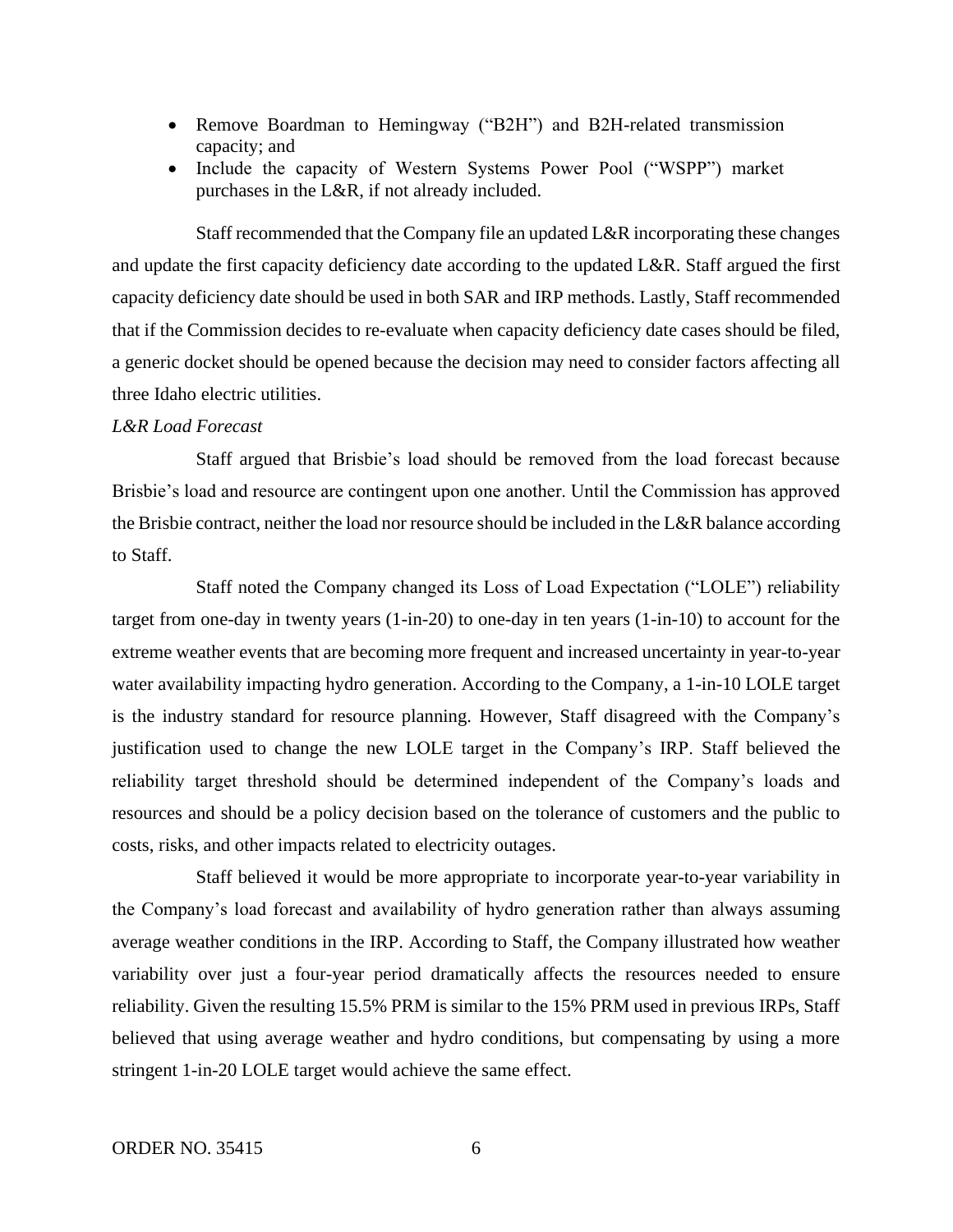- Remove Boardman to Hemingway ("B2H") and B2H-related transmission capacity; and
- Include the capacity of Western Systems Power Pool ("WSPP") market purchases in the L&R, if not already included.

Staff recommended that the Company file an updated L&R incorporating these changes and update the first capacity deficiency date according to the updated L&R. Staff argued the first capacity deficiency date should be used in both SAR and IRP methods. Lastly, Staff recommended that if the Commission decides to re-evaluate when capacity deficiency date cases should be filed, a generic docket should be opened because the decision may need to consider factors affecting all three Idaho electric utilities.

*L&R Load Forecast*

Staff argued that Brisbie's load should be removed from the load forecast because Brisbie's load and resource are contingent upon one another. Until the Commission has approved the Brisbie contract, neither the load nor resource should be included in the L&R balance according to Staff.

Staff noted the Company changed its Loss of Load Expectation ("LOLE") reliability target from one-day in twenty years (1-in-20) to one-day in ten years (1-in-10) to account for the extreme weather events that are becoming more frequent and increased uncertainty in year-to-year water availability impacting hydro generation. According to the Company, a 1-in-10 LOLE target is the industry standard for resource planning. However, Staff disagreed with the Company's justification used to change the new LOLE target in the Company's IRP. Staff believed the reliability target threshold should be determined independent of the Company's loads and resources and should be a policy decision based on the tolerance of customers and the public to costs, risks, and other impacts related to electricity outages.

Staff believed it would be more appropriate to incorporate year-to-year variability in the Company's load forecast and availability of hydro generation rather than always assuming average weather conditions in the IRP. According to Staff, the Company illustrated how weather variability over just a four-year period dramatically affects the resources needed to ensure reliability. Given the resulting 15.5% PRM is similar to the 15% PRM used in previous IRPs, Staff believed that using average weather and hydro conditions, but compensating by using a more stringent 1-in-20 LOLE target would achieve the same effect.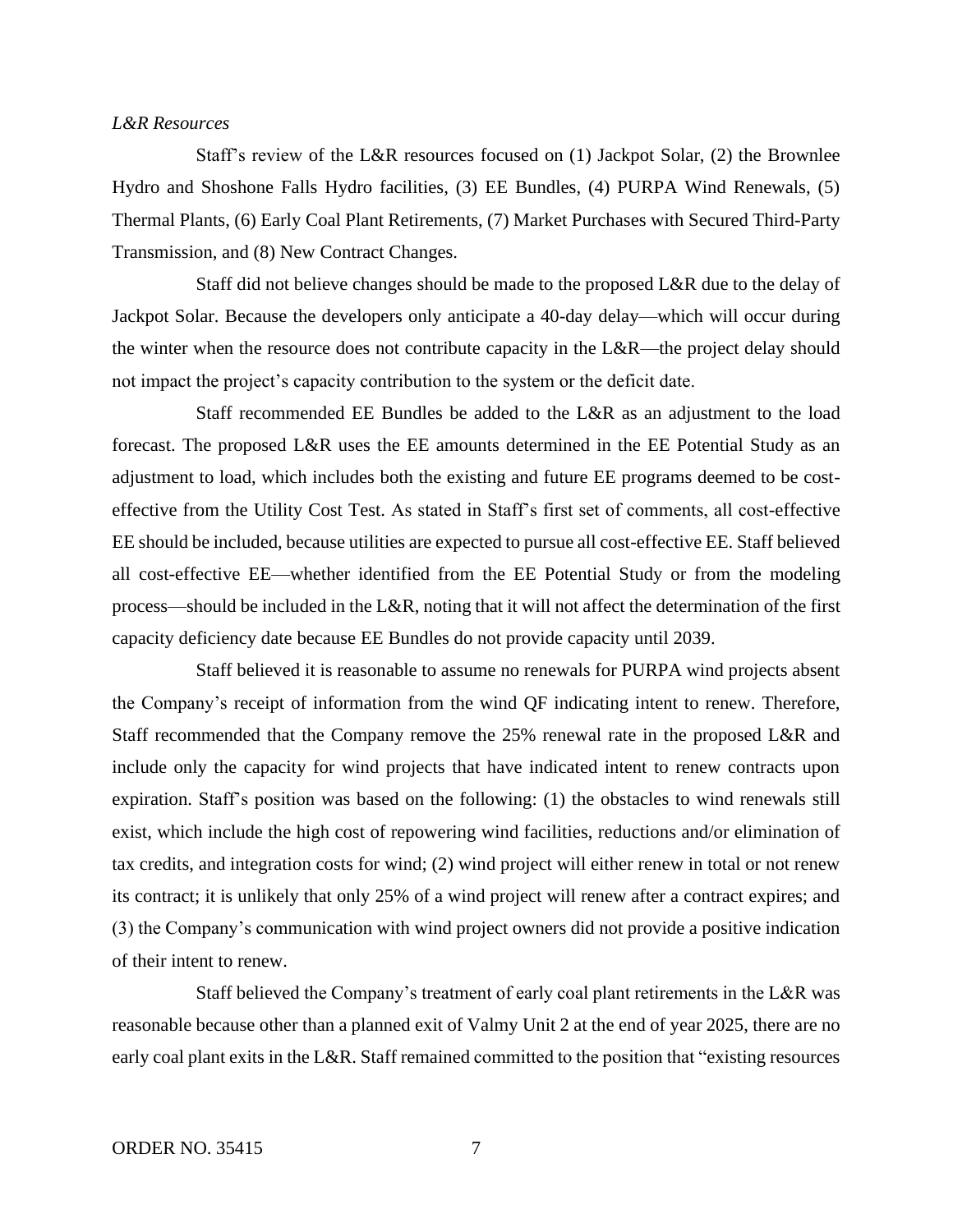*L&R Resources*

Staff's review of the L&R resources focused on (1) Jackpot Solar, (2) the Brownlee Hydro and Shoshone Falls Hydro facilities, (3) EE Bundles, (4) PURPA Wind Renewals, (5) Thermal Plants, (6) Early Coal Plant Retirements, (7) Market Purchases with Secured Third-Party Transmission, and (8) New Contract Changes.

Staff did not believe changes should be made to the proposed L&R due to the delay of Jackpot Solar. Because the developers only anticipate a 40-day delay—which will occur during the winter when the resource does not contribute capacity in the L&R—the project delay should not impact the project's capacity contribution to the system or the deficit date.

Staff recommended EE Bundles be added to the L&R as an adjustment to the load forecast. The proposed L&R uses the EE amounts determined in the EE Potential Study as an adjustment to load, which includes both the existing and future EE programs deemed to be cost-effective from the Utility Cost Test. As stated in Staff's first set of comments, all cost-effective EE should be included, because utilities are expected to pursue all cost-effective EE. Staff believed all cost-effective EE—whether identified from the EE Potential Study or from the modeling process—should be included in the L&R, noting that it will not affect the determination of the first capacity deficiency date because EE Bundles do not provide capacity until 2039.

Staff believed it is reasonable to assume no renewals for PURPA wind projects absent the Company's receipt of information from the wind QF indicating intent to renew. Therefore, Staff recommended that the Company remove the 25% renewal rate in the proposed L&R and include only the capacity for wind projects that have indicated intent to renew contracts upon expiration. Staff's position was based on the following: (1) the obstacles to wind renewals still exist, which include the high cost of repowering wind facilities, reductions and/or elimination of tax credits, and integration costs for wind; (2) wind project will either renew in total or not renew its contract; it is unlikely that only 25% of a wind project will renew after a contract expires; and (3) the Company's communication with wind project owners did not provide a positive indication of their intent to renew.

Staff believed the Company's treatment of early coal plant retirements in the L&R was reasonable because other than a planned exit of Valmy Unit 2 at the end of year 2025, there are no early coal plant exits in the L&R. Staff remained committed to the position that "existing resources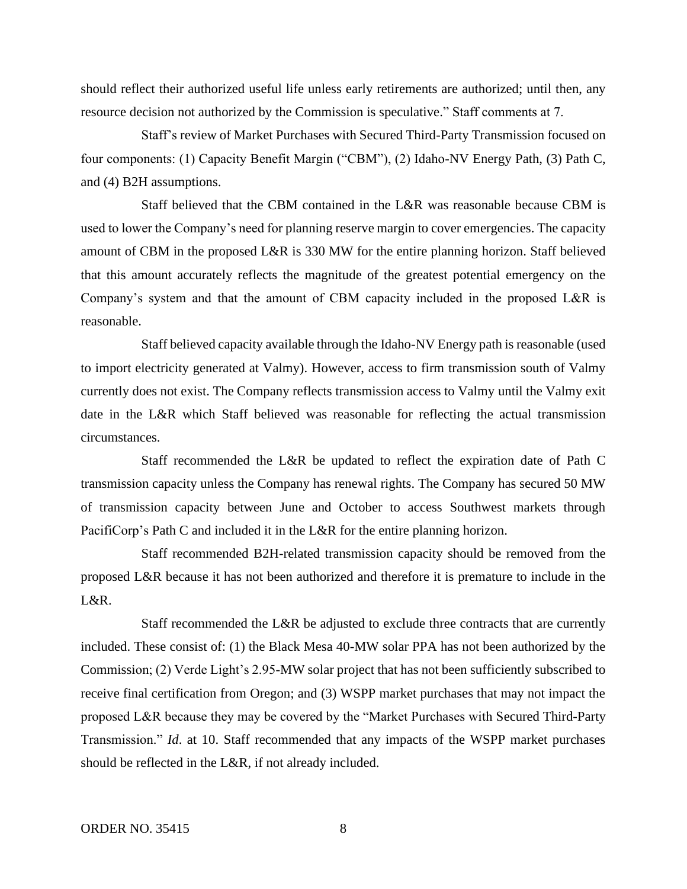should reflect their authorized useful life unless early retirements are authorized; until then, any resource decision not authorized by the Commission is speculative." Staff comments at 7.

Staff's review of Market Purchases with Secured Third-Party Transmission focused on four components: (1) Capacity Benefit Margin ("CBM"), (2) Idaho-NV Energy Path, (3) Path C, and (4) B2H assumptions.

Staff believed that the CBM contained in the L&R was reasonable because CBM is used to lower the Company's need for planning reserve margin to cover emergencies. The capacity amount of CBM in the proposed L&R is 330 MW for the entire planning horizon. Staff believed that this amount accurately reflects the magnitude of the greatest potential emergency on the Company's system and that the amount of CBM capacity included in the proposed L&R is reasonable.

Staff believed capacity available through the Idaho-NV Energy path is reasonable (used to import electricity generated at Valmy). However, access to firm transmission south of Valmy currently does not exist. The Company reflects transmission access to Valmy until the Valmy exit date in the L&R which Staff believed was reasonable for reflecting the actual transmission circumstances.

Staff recommended the L&R be updated to reflect the expiration date of Path C transmission capacity unless the Company has renewal rights. The Company has secured 50 MW of transmission capacity between June and October to access Southwest markets through PacifiCorp's Path C and included it in the L&R for the entire planning horizon.

Staff recommended B2H-related transmission capacity should be removed from the proposed L&R because it has not been authorized and therefore it is premature to include in the L&R.

Staff recommended the L&R be adjusted to exclude three contracts that are currently included. These consist of: (1) the Black Mesa 40-MW solar PPA has not been authorized by the Commission; (2) Verde Light's 2.95-MW solar project that has not been sufficiently subscribed to receive final certification from Oregon; and (3) WSPP market purchases that may not impact the proposed L&R because they may be covered by the "Market Purchases with Secured Third-Party Transmission." *Id*. at 10. Staff recommended that any impacts of the WSPP market purchases should be reflected in the L&R, if not already included.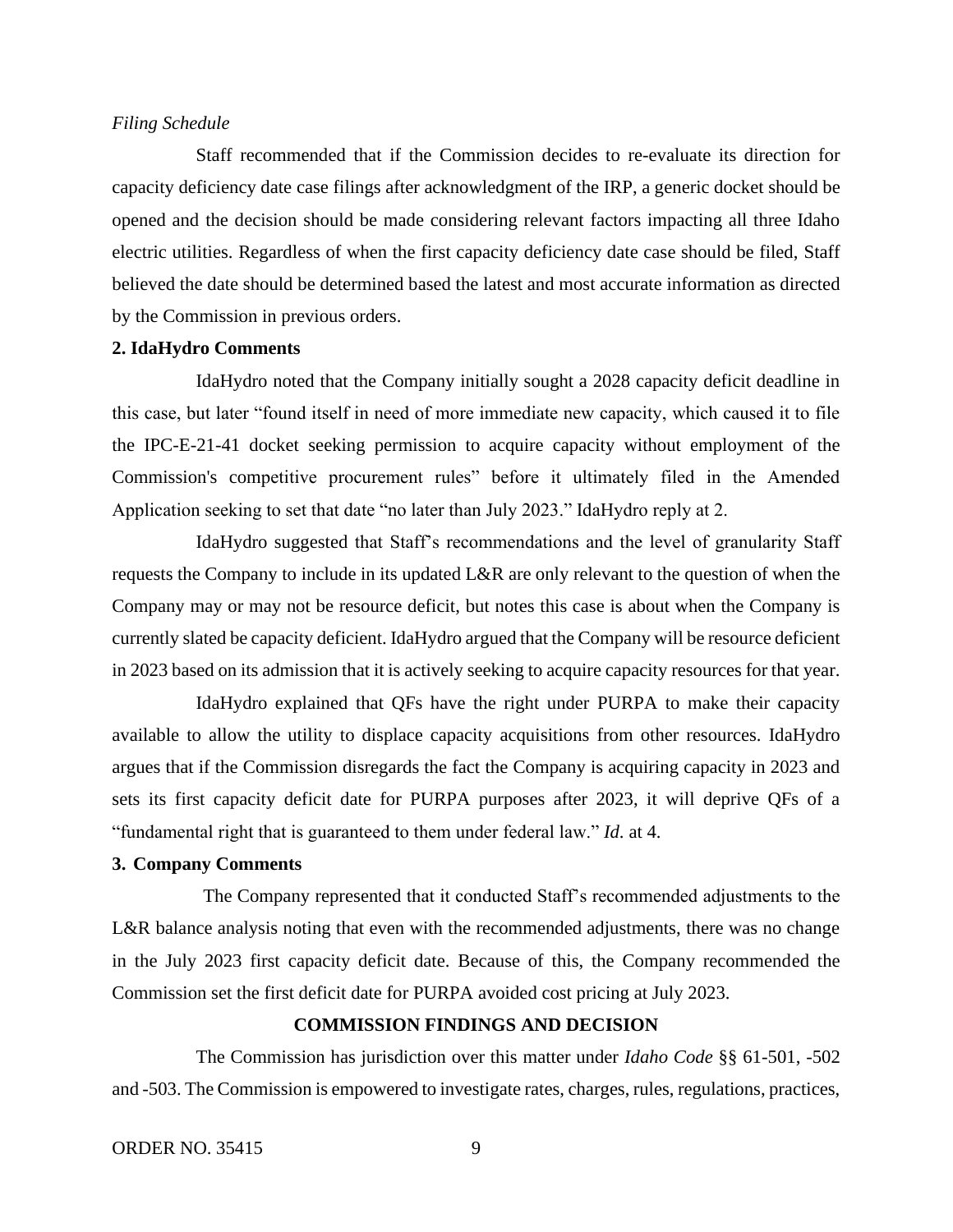*Filing Schedule*

Staff recommended that if the Commission decides to re-evaluate its direction for capacity deficiency date case filings after acknowledgment of the IRP, a generic docket should be opened and the decision should be made considering relevant factors impacting all three Idaho electric utilities. Regardless of when the first capacity deficiency date case should be filed, Staff believed the date should be determined based the latest and most accurate information as directed by the Commission in previous orders.

**2. IdaHydro Comments**

IdaHydro noted that the Company initially sought a 2028 capacity deficit deadline in this case, but later "found itself in need of more immediate new capacity, which caused it to file the IPC-E-21-41 docket seeking permission to acquire capacity without employment of the Commission's competitive procurement rules" before it ultimately filed in the Amended Application seeking to set that date "no later than July 2023." IdaHydro reply at 2.

IdaHydro suggested that Staff's recommendations and the level of granularity Staff requests the Company to include in its updated L&R are only relevant to the question of when the Company may or may not be resource deficit, but notes this case is about when the Company is currently slated be capacity deficient. IdaHydro argued that the Company will be resource deficient in 2023 based on its admission that it is actively seeking to acquire capacity resources for that year.

IdaHydro explained that QFs have the right under PURPA to make their capacity available to allow the utility to displace capacity acquisitions from other resources. IdaHydro argues that if the Commission disregards the fact the Company is acquiring capacity in 2023 and sets its first capacity deficit date for PURPA purposes after 2023, it will deprive QFs of a "fundamental right that is guaranteed to them under federal law." *Id.* at 4.

**3. Company Comments**

The Company represented that it conducted Staff's recommended adjustments to the L&R balance analysis noting that even with the recommended adjustments, there was no change in the July 2023 first capacity deficit date. Because of this, the Company recommended the Commission set the first deficit date for PURPA avoided cost pricing at July 2023.

**COMMISSION FINDINGS AND DECISION**

The Commission has jurisdiction over this matter under *Idaho Code* §§ 61-501, -502 and -503. The Commission is empowered to investigate rates, charges, rules, regulations, practices,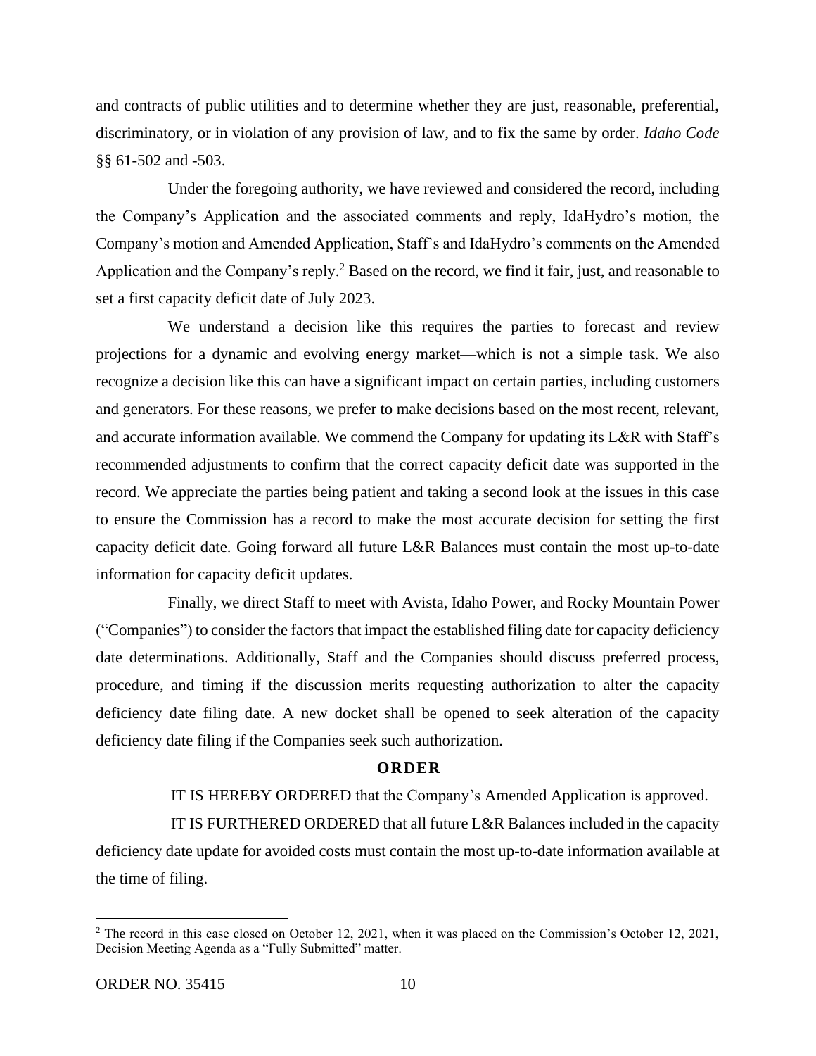and contracts of public utilities and to determine whether they are just, reasonable, preferential, discriminatory, or in violation of any provision of law, and to fix the same by order. *Idaho Code* §§ 61-502 and -503.

Under the foregoing authority, we have reviewed and considered the record, including the Company's Application and the associated comments and reply, IdaHydro's motion, the Company's motion and Amended Application, Staff's and IdaHydro's comments on the Amended Application and the Company's reply.[2] Based on the record, we find it fair, just, and reasonable to set a first capacity deficit date of July 2023.

We understand a decision like this requires the parties to forecast and review projections for a dynamic and evolving energy market—which is not a simple task. We also recognize a decision like this can have a significant impact on certain parties, including customers and generators. For these reasons, we prefer to make decisions based on the most recent, relevant, and accurate information available. We commend the Company for updating its L&R with Staff's recommended adjustments to confirm that the correct capacity deficit date was supported in the record. We appreciate the parties being patient and taking a second look at the issues in this case to ensure the Commission has a record to make the most accurate decision for setting the first capacity deficit date. Going forward all future L&R Balances must contain the most up-to-date information for capacity deficit updates.

Finally, we direct Staff to meet with Avista, Idaho Power, and Rocky Mountain Power ("Companies") to consider the factors that impact the established filing date for capacity deficiency date determinations. Additionally, Staff and the Companies should discuss preferred process, procedure, and timing if the discussion merits requesting authorization to alter the capacity deficiency date filing date. A new docket shall be opened to seek alteration of the capacity deficiency date filing if the Companies seek such authorization.

## ORDER

IT IS HEREBY ORDERED that the Company's Amended Application is approved.

IT IS FURTHERED ORDERED that all future L&R Balances included in the capacity deficiency date update for avoided costs must contain the most up-to-date information available at the time of filing.

---

[2] The record in this case closed on October 12, 2021, when it was placed on the Commission's October 12, 2021, Decision Meeting Agenda as a "Fully Submitted" matter.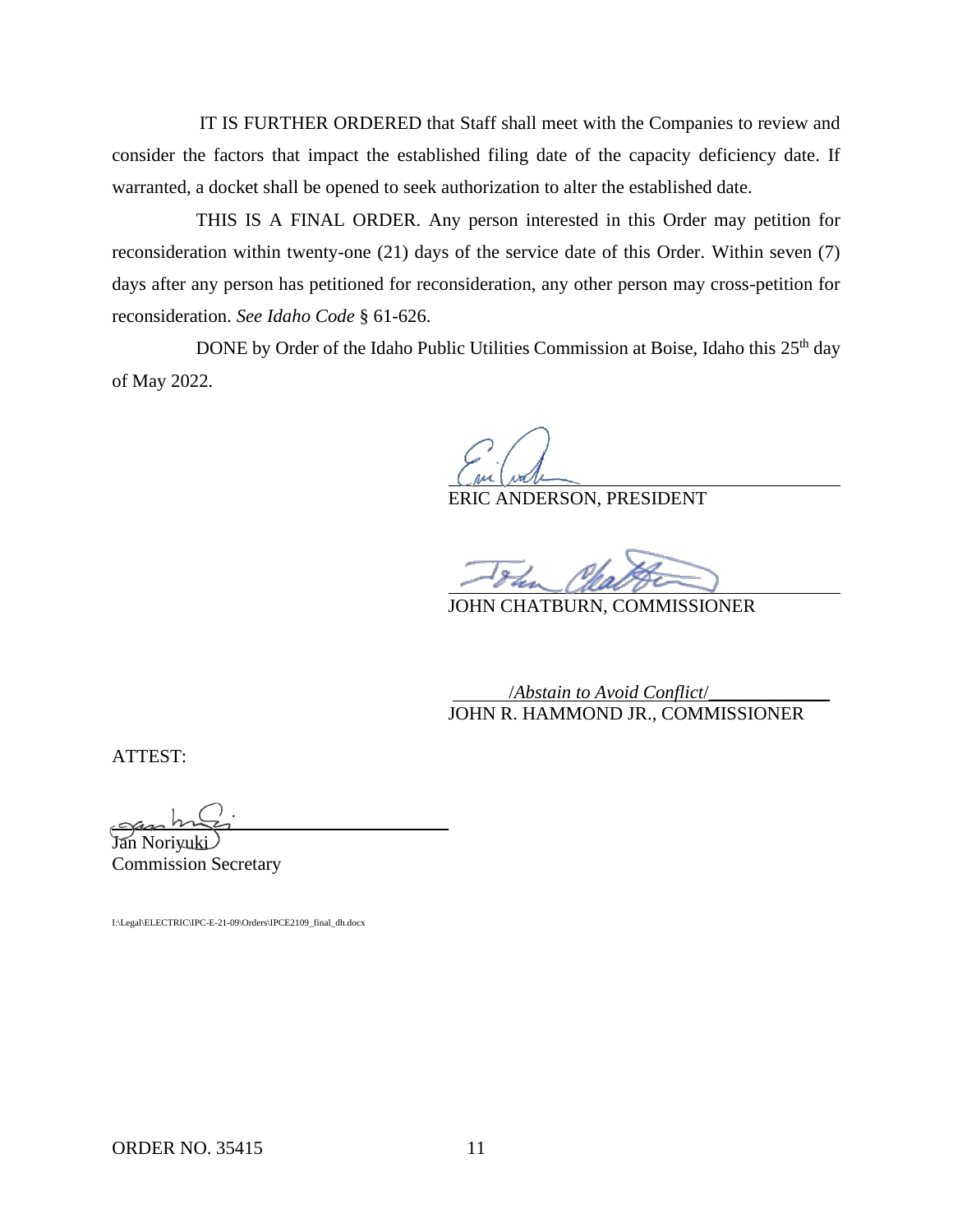IT IS FURTHER ORDERED that Staff shall meet with the Companies to review and consider the factors that impact the established filing date of the capacity deficiency date. If warranted, a docket shall be opened to seek authorization to alter the established date.

THIS IS A FINAL ORDER. Any person interested in this Order may petition for reconsideration within twenty-one (21) days of the service date of this Order. Within seven (7) days after any person has petitioned for reconsideration, any other person may cross-petition for reconsideration. *See Idaho Code* § 61-626.

DONE by Order of the Idaho Public Utilities Commission at Boise, Idaho this 25th day of May 2022.

ERIC ANDERSON, PRESIDENT

JOHN CHATBURN, COMMISSIONER

*/Abstain to Avoid Conflict/*

JOHN R. HAMMOND JR., COMMISSIONER

ATTEST:

Jan Noriyuki
Commission Secretary

I:\Legal\ELECTRIC\IPC-E-21-09\Orders\IPCE2109_final_dh.docx

ORDER NO. 35415